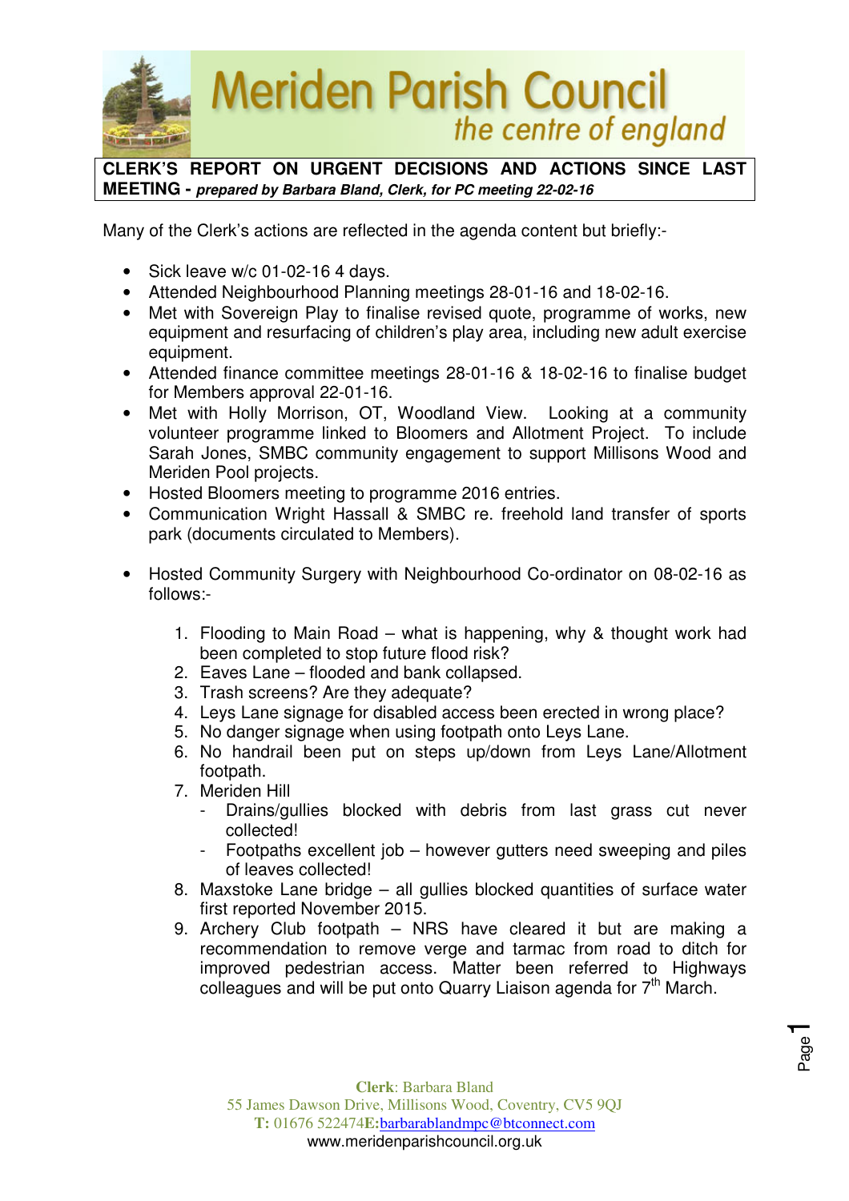# Meriden Parish Council

*the centre of england*

**CLERK'S REPORT ON URGENT DECISIONS AND ACTIONS SINCE LAST MEETING -** ***prepared by Barbara Bland, Clerk, for PC meeting 22-02-16***

Many of the Clerk's actions are reflected in the agenda content but briefly:-

- Sick leave w/c 01-02-16 4 days.
- Attended Neighbourhood Planning meetings 28-01-16 and 18-02-16.
- Met with Sovereign Play to finalise revised quote, programme of works, new equipment and resurfacing of children's play area, including new adult exercise equipment.
- Attended finance committee meetings 28-01-16 & 18-02-16 to finalise budget for Members approval 22-01-16.
- Met with Holly Morrison, OT, Woodland View. Looking at a community volunteer programme linked to Bloomers and Allotment Project. To include Sarah Jones, SMBC community engagement to support Millisons Wood and Meriden Pool projects.
- Hosted Bloomers meeting to programme 2016 entries.
- Communication Wright Hassall & SMBC re. freehold land transfer of sports park (documents circulated to Members).

- Hosted Community Surgery with Neighbourhood Co-ordinator on 08-02-16 as follows:-

  1. Flooding to Main Road – what is happening, why & thought work had been completed to stop future flood risk?
  2. Eaves Lane – flooded and bank collapsed.
  3. Trash screens? Are they adequate?
  4. Leys Lane signage for disabled access been erected in wrong place?
  5. No danger signage when using footpath onto Leys Lane.
  6. No handrail been put on steps up/down from Leys Lane/Allotment footpath.
  7. Meriden Hill
     - Drains/gullies blocked with debris from last grass cut never collected!
     - Footpaths excellent job – however gutters need sweeping and piles of leaves collected!
  8. Maxstoke Lane bridge – all gullies blocked quantities of surface water first reported November 2015.
  9. Archery Club footpath – NRS have cleared it but are making a recommendation to remove verge and tarmac from road to ditch for improved pedestrian access. Matter been referred to Highways colleagues and will be put onto Quarry Liaison agenda for 7th March.

**Clerk**: Barbara Bland
55 James Dawson Drive, Millisons Wood, Coventry, CV5 9QJ
**T:** 01676 522474 **E:** barbarablandmpc@btconnect.com
www.meridenparishcouncil.org.uk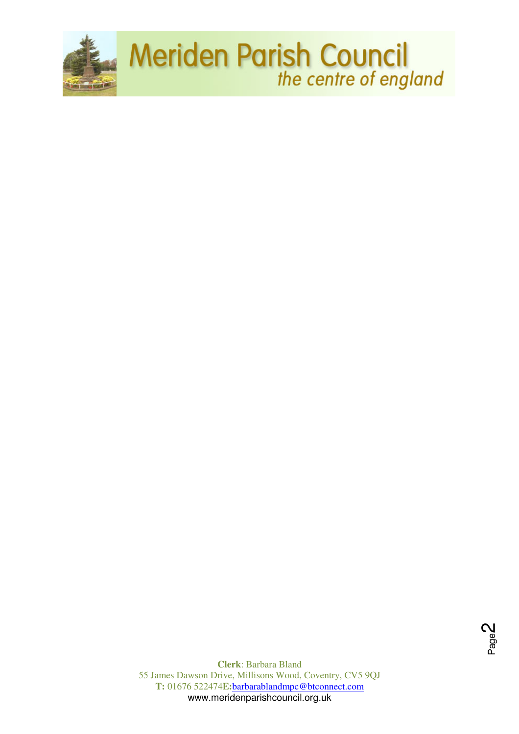# Meriden Parish Council

*the centre of england*

**Clerk**: Barbara Bland
55 James Dawson Drive, Millisons Wood, Coventry, CV5 9QJ
**T:** 01676 522474**E:**barbarablandmpc@btconnect.com
www.meridenparishcouncil.org.uk